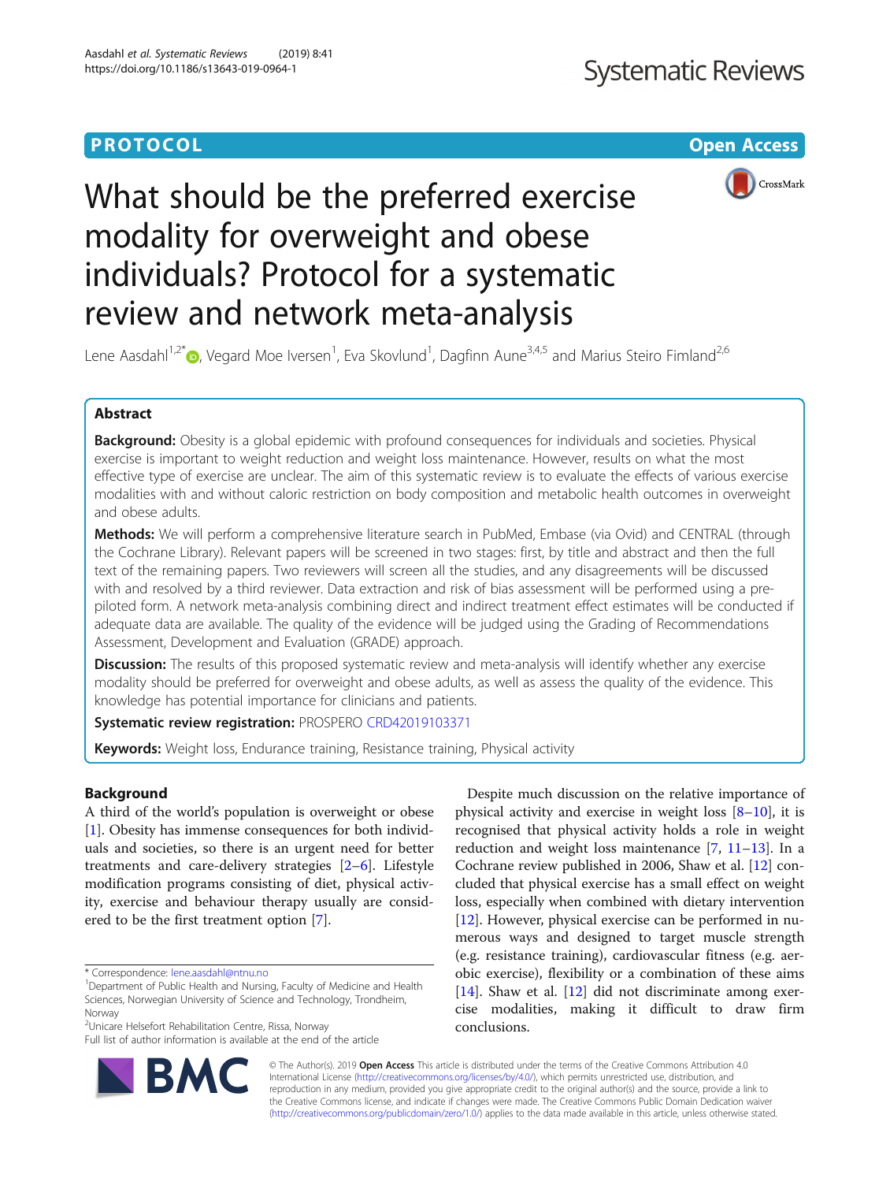PROTOCOL

Open Access

# What should be the preferred exercise modality for overweight and obese individuals? Protocol for a systematic review and network meta-analysis

Lene Aasdahl[1,2*], Vegard Moe Iversen[1], Eva Skovlund[1], Dagfinn Aune[3,4,5] and Marius Steiro Fimland[2,6]

## Abstract

**Background:** Obesity is a global epidemic with profound consequences for individuals and societies. Physical exercise is important to weight reduction and weight loss maintenance. However, results on what the most effective type of exercise are unclear. The aim of this systematic review is to evaluate the effects of various exercise modalities with and without caloric restriction on body composition and metabolic health outcomes in overweight and obese adults.

**Methods:** We will perform a comprehensive literature search in PubMed, Embase (via Ovid) and CENTRAL (through the Cochrane Library). Relevant papers will be screened in two stages: first, by title and abstract and then the full text of the remaining papers. Two reviewers will screen all the studies, and any disagreements will be discussed with and resolved by a third reviewer. Data extraction and risk of bias assessment will be performed using a pre-piloted form. A network meta-analysis combining direct and indirect treatment effect estimates will be conducted if adequate data are available. The quality of the evidence will be judged using the Grading of Recommendations Assessment, Development and Evaluation (GRADE) approach.

**Discussion:** The results of this proposed systematic review and meta-analysis will identify whether any exercise modality should be preferred for overweight and obese adults, as well as assess the quality of the evidence. This knowledge has potential importance for clinicians and patients.

**Systematic review registration:** PROSPERO CRD42019103371

**Keywords:** Weight loss, Endurance training, Resistance training, Physical activity

## Background

A third of the world's population is overweight or obese [1]. Obesity has immense consequences for both individuals and societies, so there is an urgent need for better treatments and care-delivery strategies [2–6]. Lifestyle modification programs consisting of diet, physical activity, exercise and behaviour therapy usually are considered to be the first treatment option [7].

Despite much discussion on the relative importance of physical activity and exercise in weight loss [8–10], it is recognised that physical activity holds a role in weight reduction and weight loss maintenance [7, 11–13]. In a Cochrane review published in 2006, Shaw et al. [12] concluded that physical exercise has a small effect on weight loss, especially when combined with dietary intervention [12]. However, physical exercise can be performed in numerous ways and designed to target muscle strength (e.g. resistance training), cardiovascular fitness (e.g. aerobic exercise), flexibility or a combination of these aims [14]. Shaw et al. [12] did not discriminate among exercise modalities, making it difficult to draw firm conclusions.

* Correspondence: lene.aasdahl@ntnu.no
[1]Department of Public Health and Nursing, Faculty of Medicine and Health Sciences, Norwegian University of Science and Technology, Trondheim, Norway
[2]Unicare Helsefort Rehabilitation Centre, Rissa, Norway
Full list of author information is available at the end of the article

© The Author(s). 2019 **Open Access** This article is distributed under the terms of the Creative Commons Attribution 4.0 International License (http://creativecommons.org/licenses/by/4.0/), which permits unrestricted use, distribution, and reproduction in any medium, provided you give appropriate credit to the original author(s) and the source, provide a link to the Creative Commons license, and indicate if changes were made. The Creative Commons Public Domain Dedication waiver (http://creativecommons.org/publicdomain/zero/1.0/) applies to the data made available in this article, unless otherwise stated.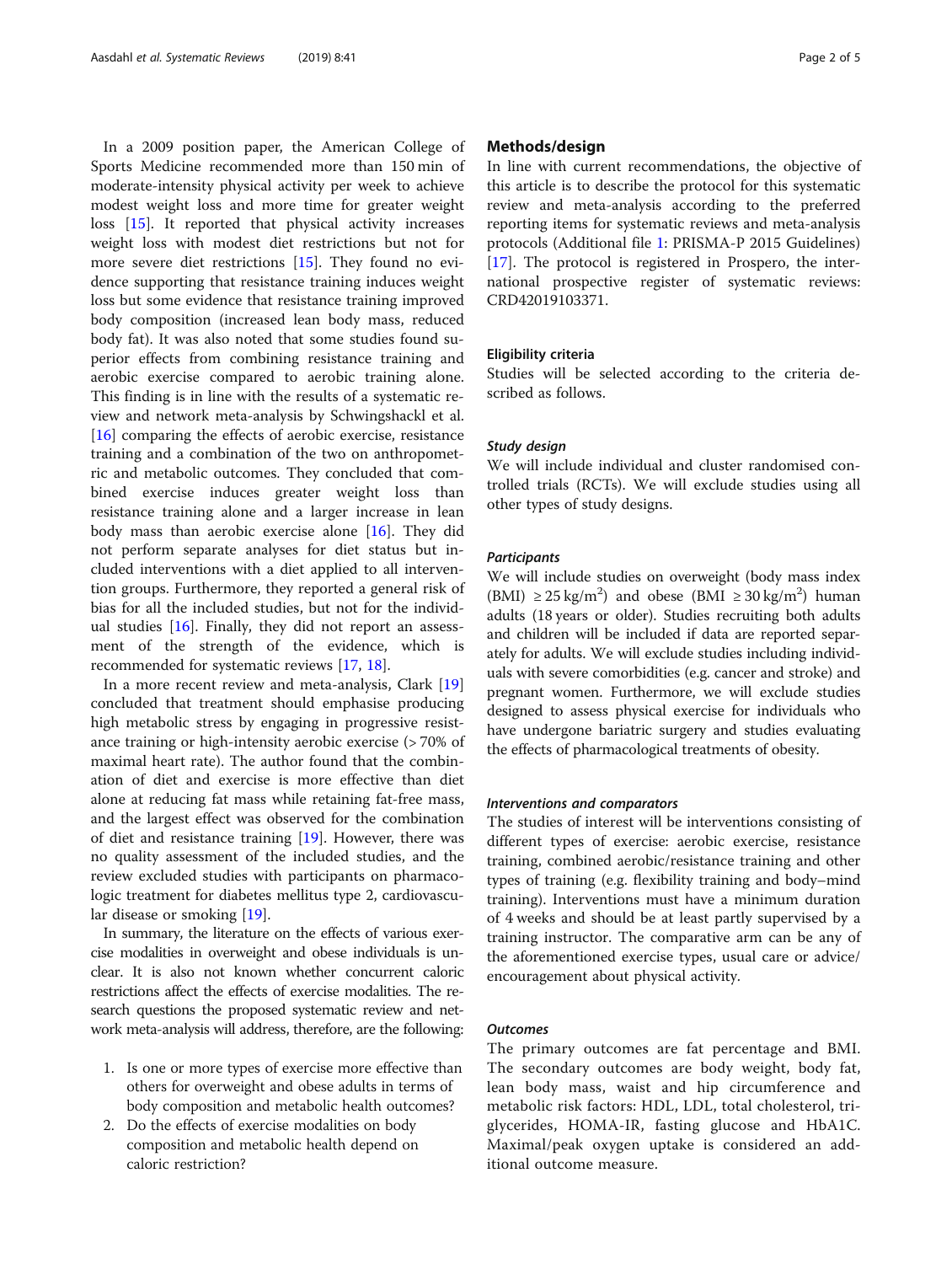In a 2009 position paper, the American College of Sports Medicine recommended more than 150 min of moderate-intensity physical activity per week to achieve modest weight loss and more time for greater weight loss [15]. It reported that physical activity increases weight loss with modest diet restrictions but not for more severe diet restrictions [15]. They found no evidence supporting that resistance training induces weight loss but some evidence that resistance training improved body composition (increased lean body mass, reduced body fat). It was also noted that some studies found superior effects from combining resistance training and aerobic exercise compared to aerobic training alone. This finding is in line with the results of a systematic review and network meta-analysis by Schwingshackl et al. [16] comparing the effects of aerobic exercise, resistance training and a combination of the two on anthropometric and metabolic outcomes. They concluded that combined exercise induces greater weight loss than resistance training alone and a larger increase in lean body mass than aerobic exercise alone [16]. They did not perform separate analyses for diet status but included interventions with a diet applied to all intervention groups. Furthermore, they reported a general risk of bias for all the included studies, but not for the individual studies [16]. Finally, they did not report an assessment of the strength of the evidence, which is recommended for systematic reviews [17, 18].

In a more recent review and meta-analysis, Clark [19] concluded that treatment should emphasise producing high metabolic stress by engaging in progressive resistance training or high-intensity aerobic exercise (> 70% of maximal heart rate). The author found that the combination of diet and exercise is more effective than diet alone at reducing fat mass while retaining fat-free mass, and the largest effect was observed for the combination of diet and resistance training [19]. However, there was no quality assessment of the included studies, and the review excluded studies with participants on pharmacologic treatment for diabetes mellitus type 2, cardiovascular disease or smoking [19].

In summary, the literature on the effects of various exercise modalities in overweight and obese individuals is unclear. It is also not known whether concurrent caloric restrictions affect the effects of exercise modalities. The research questions the proposed systematic review and network meta-analysis will address, therefore, are the following:

1. Is one or more types of exercise more effective than others for overweight and obese adults in terms of body composition and metabolic health outcomes?
2. Do the effects of exercise modalities on body composition and metabolic health depend on caloric restriction?

## Methods/design

In line with current recommendations, the objective of this article is to describe the protocol for this systematic review and meta-analysis according to the preferred reporting items for systematic reviews and meta-analysis protocols (Additional file 1: PRISMA-P 2015 Guidelines) [17]. The protocol is registered in Prospero, the international prospective register of systematic reviews: CRD42019103371.

### Eligibility criteria

Studies will be selected according to the criteria described as follows.

#### *Study design*

We will include individual and cluster randomised controlled trials (RCTs). We will exclude studies using all other types of study designs.

#### *Participants*

We will include studies on overweight (body mass index (BMI) $\geq 25\,\text{kg/m}^2$) and obese (BMI $\geq 30\,\text{kg/m}^2$) human adults (18 years or older). Studies recruiting both adults and children will be included if data are reported separately for adults. We will exclude studies including individuals with severe comorbidities (e.g. cancer and stroke) and pregnant women. Furthermore, we will exclude studies designed to assess physical exercise for individuals who have undergone bariatric surgery and studies evaluating the effects of pharmacological treatments of obesity.

#### *Interventions and comparators*

The studies of interest will be interventions consisting of different types of exercise: aerobic exercise, resistance training, combined aerobic/resistance training and other types of training (e.g. flexibility training and body–mind training). Interventions must have a minimum duration of 4 weeks and should be at least partly supervised by a training instructor. The comparative arm can be any of the aforementioned exercise types, usual care or advice/encouragement about physical activity.

#### *Outcomes*

The primary outcomes are fat percentage and BMI. The secondary outcomes are body weight, body fat, lean body mass, waist and hip circumference and metabolic risk factors: HDL, LDL, total cholesterol, triglycerides, HOMA-IR, fasting glucose and HbA1C. Maximal/peak oxygen uptake is considered an additional outcome measure.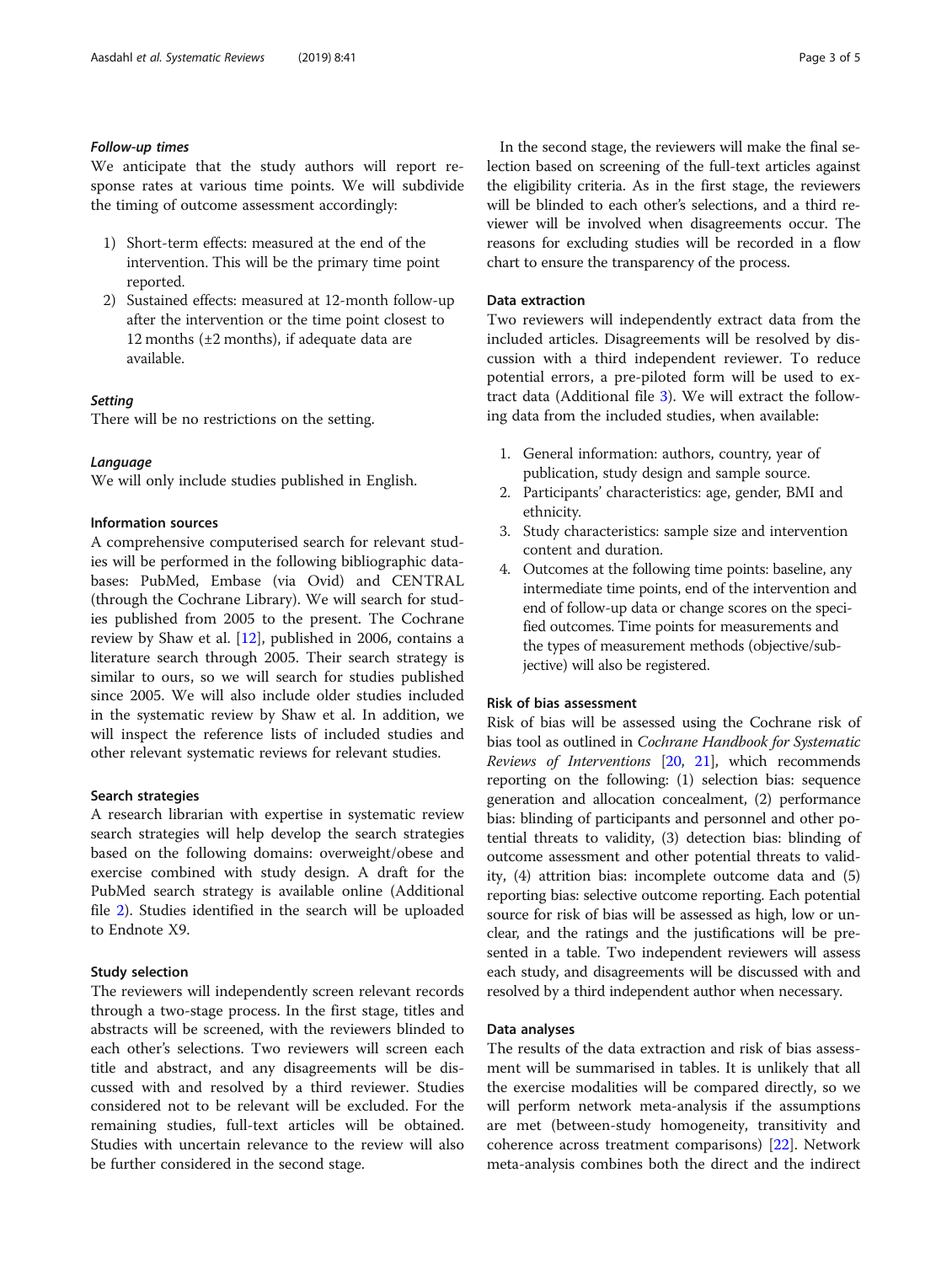#### *Follow-up times*

We anticipate that the study authors will report response rates at various time points. We will subdivide the timing of outcome assessment accordingly:

1) Short-term effects: measured at the end of the intervention. This will be the primary time point reported.
2) Sustained effects: measured at 12-month follow-up after the intervention or the time point closest to 12 months (±2 months), if adequate data are available.

#### *Setting*

There will be no restrictions on the setting.

#### *Language*

We will only include studies published in English.

### Information sources

A comprehensive computerised search for relevant studies will be performed in the following bibliographic databases: PubMed, Embase (via Ovid) and CENTRAL (through the Cochrane Library). We will search for studies published from 2005 to the present. The Cochrane review by Shaw et al. [12], published in 2006, contains a literature search through 2005. Their search strategy is similar to ours, so we will search for studies published since 2005. We will also include older studies included in the systematic review by Shaw et al. In addition, we will inspect the reference lists of included studies and other relevant systematic reviews for relevant studies.

### Search strategies

A research librarian with expertise in systematic review search strategies will help develop the search strategies based on the following domains: overweight/obese and exercise combined with study design. A draft for the PubMed search strategy is available online (Additional file 2). Studies identified in the search will be uploaded to Endnote X9.

### Study selection

The reviewers will independently screen relevant records through a two-stage process. In the first stage, titles and abstracts will be screened, with the reviewers blinded to each other's selections. Two reviewers will screen each title and abstract, and any disagreements will be discussed with and resolved by a third reviewer. Studies considered not to be relevant will be excluded. For the remaining studies, full-text articles will be obtained. Studies with uncertain relevance to the review will also be further considered in the second stage.

In the second stage, the reviewers will make the final selection based on screening of the full-text articles against the eligibility criteria. As in the first stage, the reviewers will be blinded to each other's selections, and a third reviewer will be involved when disagreements occur. The reasons for excluding studies will be recorded in a flow chart to ensure the transparency of the process.

### Data extraction

Two reviewers will independently extract data from the included articles. Disagreements will be resolved by discussion with a third independent reviewer. To reduce potential errors, a pre-piloted form will be used to extract data (Additional file 3). We will extract the following data from the included studies, when available:

1. General information: authors, country, year of publication, study design and sample source.
2. Participants' characteristics: age, gender, BMI and ethnicity.
3. Study characteristics: sample size and intervention content and duration.
4. Outcomes at the following time points: baseline, any intermediate time points, end of the intervention and end of follow-up data or change scores on the specified outcomes. Time points for measurements and the types of measurement methods (objective/subjective) will also be registered.

### Risk of bias assessment

Risk of bias will be assessed using the Cochrane risk of bias tool as outlined in *Cochrane Handbook for Systematic Reviews of Interventions* [20, 21], which recommends reporting on the following: (1) selection bias: sequence generation and allocation concealment, (2) performance bias: blinding of participants and personnel and other potential threats to validity, (3) detection bias: blinding of outcome assessment and other potential threats to validity, (4) attrition bias: incomplete outcome data and (5) reporting bias: selective outcome reporting. Each potential source for risk of bias will be assessed as high, low or unclear, and the ratings and the justifications will be presented in a table. Two independent reviewers will assess each study, and disagreements will be discussed with and resolved by a third independent author when necessary.

### Data analyses

The results of the data extraction and risk of bias assessment will be summarised in tables. It is unlikely that all the exercise modalities will be compared directly, so we will perform network meta-analysis if the assumptions are met (between-study homogeneity, transitivity and coherence across treatment comparisons) [22]. Network meta-analysis combines both the direct and the indirect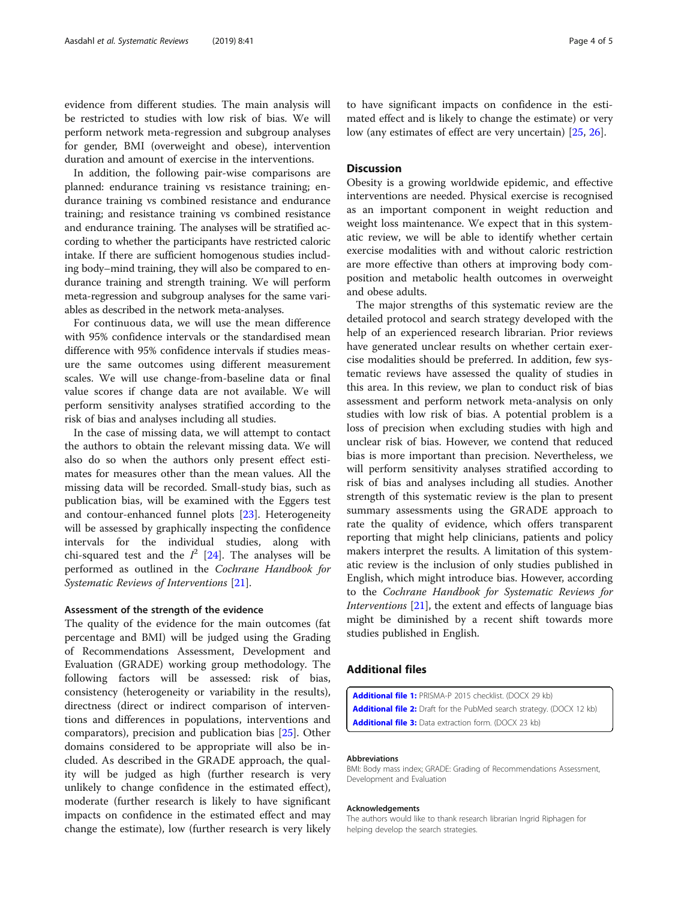evidence from different studies. The main analysis will be restricted to studies with low risk of bias. We will perform network meta-regression and subgroup analyses for gender, BMI (overweight and obese), intervention duration and amount of exercise in the interventions.

In addition, the following pair-wise comparisons are planned: endurance training vs resistance training; endurance training vs combined resistance and endurance training; and resistance training vs combined resistance and endurance training. The analyses will be stratified according to whether the participants have restricted caloric intake. If there are sufficient homogenous studies including body–mind training, they will also be compared to endurance training and strength training. We will perform meta-regression and subgroup analyses for the same variables as described in the network meta-analyses.

For continuous data, we will use the mean difference with 95% confidence intervals or the standardised mean difference with 95% confidence intervals if studies measure the same outcomes using different measurement scales. We will use change-from-baseline data or final value scores if change data are not available. We will perform sensitivity analyses stratified according to the risk of bias and analyses including all studies.

In the case of missing data, we will attempt to contact the authors to obtain the relevant missing data. We will also do so when the authors only present effect estimates for measures other than the mean values. All the missing data will be recorded. Small-study bias, such as publication bias, will be examined with the Eggers test and contour-enhanced funnel plots [23]. Heterogeneity will be assessed by graphically inspecting the confidence intervals for the individual studies, along with chi-squared test and the $I^2$ [24]. The analyses will be performed as outlined in the *Cochrane Handbook for Systematic Reviews of Interventions* [21].

### Assessment of the strength of the evidence

The quality of the evidence for the main outcomes (fat percentage and BMI) will be judged using the Grading of Recommendations Assessment, Development and Evaluation (GRADE) working group methodology. The following factors will be assessed: risk of bias, consistency (heterogeneity or variability in the results), directness (direct or indirect comparison of interventions and differences in populations, interventions and comparators), precision and publication bias [25]. Other domains considered to be appropriate will also be included. As described in the GRADE approach, the quality will be judged as high (further research is very unlikely to change confidence in the estimated effect), moderate (further research is likely to have significant impacts on confidence in the estimated effect and may change the estimate), low (further research is very likely to have significant impacts on confidence in the estimated effect and is likely to change the estimate) or very low (any estimates of effect are very uncertain) [25, 26].

## Discussion

Obesity is a growing worldwide epidemic, and effective interventions are needed. Physical exercise is recognised as an important component in weight reduction and weight loss maintenance. We expect that in this systematic review, we will be able to identify whether certain exercise modalities with and without caloric restriction are more effective than others at improving body composition and metabolic health outcomes in overweight and obese adults.

The major strengths of this systematic review are the detailed protocol and search strategy developed with the help of an experienced research librarian. Prior reviews have generated unclear results on whether certain exercise modalities should be preferred. In addition, few systematic reviews have assessed the quality of studies in this area. In this review, we plan to conduct risk of bias assessment and perform network meta-analysis on only studies with low risk of bias. A potential problem is a loss of precision when excluding studies with high and unclear risk of bias. However, we contend that reduced bias is more important than precision. Nevertheless, we will perform sensitivity analyses stratified according to risk of bias and analyses including all studies. Another strength of this systematic review is the plan to present summary assessments using the GRADE approach to rate the quality of evidence, which offers transparent reporting that might help clinicians, patients and policy makers interpret the results. A limitation of this systematic review is the inclusion of only studies published in English, which might introduce bias. However, according to the *Cochrane Handbook for Systematic Reviews for Interventions* [21], the extent and effects of language bias might be diminished by a recent shift towards more studies published in English.

## Additional files

**Additional file 1:** PRISMA-P 2015 checklist. (DOCX 29 kb)
**Additional file 2:** Draft for the PubMed search strategy. (DOCX 12 kb)
**Additional file 3:** Data extraction form. (DOCX 23 kb)

#### Abbreviations

BMI: Body mass index; GRADE: Grading of Recommendations Assessment, Development and Evaluation

#### Acknowledgements

The authors would like to thank research librarian Ingrid Riphagen for helping develop the search strategies.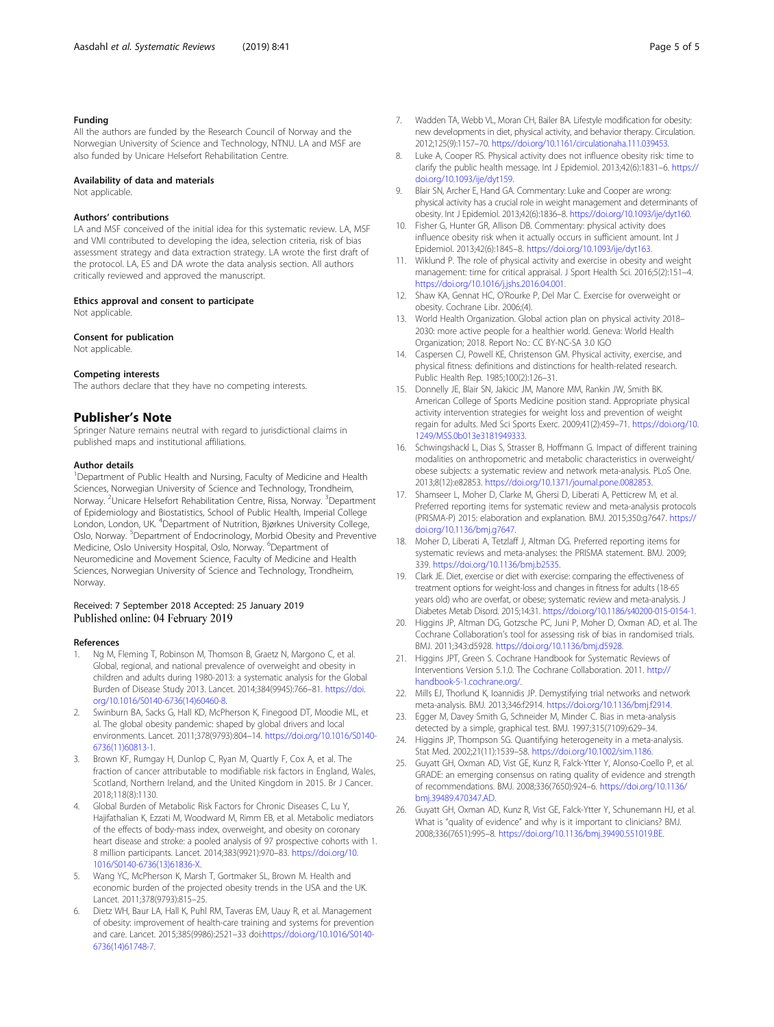### Funding

All the authors are funded by the Research Council of Norway and the Norwegian University of Science and Technology, NTNU. LA and MSF are also funded by Unicare Helsefort Rehabilitation Centre.

### Availability of data and materials

Not applicable.

### Authors' contributions

LA and MSF conceived of the initial idea for this systematic review. LA, MSF and VMI contributed to developing the idea, selection criteria, risk of bias assessment strategy and data extraction strategy. LA wrote the first draft of the protocol. LA, ES and DA wrote the data analysis section. All authors critically reviewed and approved the manuscript.

### Ethics approval and consent to participate

Not applicable.

### Consent for publication

Not applicable.

### Competing interests

The authors declare that they have no competing interests.

## Publisher's Note

Springer Nature remains neutral with regard to jurisdictional claims in published maps and institutional affiliations.

### Author details

[1]Department of Public Health and Nursing, Faculty of Medicine and Health Sciences, Norwegian University of Science and Technology, Trondheim, Norway. [2]Unicare Helsefort Rehabilitation Centre, Rissa, Norway. [3]Department of Epidemiology and Biostatistics, School of Public Health, Imperial College London, London, UK. [4]Department of Nutrition, Bjørknes University College, Oslo, Norway. [5]Department of Endocrinology, Morbid Obesity and Preventive Medicine, Oslo University Hospital, Oslo, Norway. [6]Department of Neuromedicine and Movement Science, Faculty of Medicine and Health Sciences, Norwegian University of Science and Technology, Trondheim, Norway.

Received: 7 September 2018 Accepted: 25 January 2019
Published online: 04 February 2019

### References

1. Ng M, Fleming T, Robinson M, Thomson B, Graetz N, Margono C, et al. Global, regional, and national prevalence of overweight and obesity in children and adults during 1980-2013: a systematic analysis for the Global Burden of Disease Study 2013. Lancet. 2014;384(9945):766–81. https://doi.org/10.1016/S0140-6736(14)60460-8.
2. Swinburn BA, Sacks G, Hall KD, McPherson K, Finegood DT, Moodie ML, et al. The global obesity pandemic: shaped by global drivers and local environments. Lancet. 2011;378(9793):804–14. https://doi.org/10.1016/S0140-6736(11)60813-1.
3. Brown KF, Rumgay H, Dunlop C, Ryan M, Quartly F, Cox A, et al. The fraction of cancer attributable to modifiable risk factors in England, Wales, Scotland, Northern Ireland, and the United Kingdom in 2015. Br J Cancer. 2018;118(8):1130.
4. Global Burden of Metabolic Risk Factors for Chronic Diseases C, Lu Y, Hajifathalian K, Ezzati M, Woodward M, Rimm EB, et al. Metabolic mediators of the effects of body-mass index, overweight, and obesity on coronary heart disease and stroke: a pooled analysis of 97 prospective cohorts with 1.8 million participants. Lancet. 2014;383(9921):970–83. https://doi.org/10.1016/S0140-6736(13)61836-X.
5. Wang YC, McPherson K, Marsh T, Gortmaker SL, Brown M. Health and economic burden of the projected obesity trends in the USA and the UK. Lancet. 2011;378(9793):815–25.
6. Dietz WH, Baur LA, Hall K, Puhl RM, Taveras EM, Uauy R, et al. Management of obesity: improvement of health-care training and systems for prevention and care. Lancet. 2015;385(9986):2521–33 doi:https://doi.org/10.1016/S0140-6736(14)61748-7.
7. Wadden TA, Webb VL, Moran CH, Bailer BA. Lifestyle modification for obesity: new developments in diet, physical activity, and behavior therapy. Circulation. 2012;125(9):1157–70. https://doi.org/10.1161/circulationaha.111.039453.
8. Luke A, Cooper RS. Physical activity does not influence obesity risk: time to clarify the public health message. Int J Epidemiol. 2013;42(6):1831–6. https://doi.org/10.1093/ije/dyt159.
9. Blair SN, Archer E, Hand GA. Commentary: Luke and Cooper are wrong: physical activity has a crucial role in weight management and determinants of obesity. Int J Epidemiol. 2013;42(6):1836–8. https://doi.org/10.1093/ije/dyt160.
10. Fisher G, Hunter GR, Allison DB. Commentary: physical activity does influence obesity risk when it actually occurs in sufficient amount. Int J Epidemiol. 2013;42(6):1845–8. https://doi.org/10.1093/ije/dyt163.
11. Wiklund P. The role of physical activity and exercise in obesity and weight management: time for critical appraisal. J Sport Health Sci. 2016;5(2):151–4. https://doi.org/10.1016/j.jshs.2016.04.001.
12. Shaw KA, Gennat HC, O'Rourke P, Del Mar C. Exercise for overweight or obesity. Cochrane Libr. 2006;(4).
13. World Health Organization. Global action plan on physical activity 2018–2030: more active people for a healthier world. Geneva: World Health Organization; 2018. Report No.: CC BY-NC-SA 3.0 IGO
14. Caspersen CJ, Powell KE, Christenson GM. Physical activity, exercise, and physical fitness: definitions and distinctions for health-related research. Public Health Rep. 1985;100(2):126–31.
15. Donnelly JE, Blair SN, Jakicic JM, Manore MM, Rankin JW, Smith BK. American College of Sports Medicine position stand. Appropriate physical activity intervention strategies for weight loss and prevention of weight regain for adults. Med Sci Sports Exerc. 2009;41(2):459–71. https://doi.org/10.1249/MSS.0b013e3181949333.
16. Schwingshackl L, Dias S, Strasser B, Hoffmann G. Impact of different training modalities on anthropometric and metabolic characteristics in overweight/obese subjects: a systematic review and network meta-analysis. PLoS One. 2013;8(12):e82853. https://doi.org/10.1371/journal.pone.0082853.
17. Shamseer L, Moher D, Clarke M, Ghersi D, Liberati A, Petticrew M, et al. Preferred reporting items for systematic review and meta-analysis protocols (PRISMA-P) 2015: elaboration and explanation. BMJ. 2015;350:g7647. https://doi.org/10.1136/bmj.g7647.
18. Moher D, Liberati A, Tetzlaff J, Altman DG. Preferred reporting items for systematic reviews and meta-analyses: the PRISMA statement. BMJ. 2009; 339. https://doi.org/10.1136/bmj.b2535.
19. Clark JE. Diet, exercise or diet with exercise: comparing the effectiveness of treatment options for weight-loss and changes in fitness for adults (18-65 years old) who are overfat, or obese; systematic review and meta-analysis. J Diabetes Metab Disord. 2015;14:31. https://doi.org/10.1186/s40200-015-0154-1.
20. Higgins JP, Altman DG, Gotzsche PC, Juni P, Moher D, Oxman AD, et al. The Cochrane Collaboration's tool for assessing risk of bias in randomised trials. BMJ. 2011;343:d5928. https://doi.org/10.1136/bmj.d5928.
21. Higgins JPT, Green S. Cochrane Handbook for Systematic Reviews of Interventions Version 5.1.0. The Cochrane Collaboration. 2011. http://handbook-5-1.cochrane.org/.
22. Mills EJ, Thorlund K, Ioannidis JP. Demystifying trial networks and network meta-analysis. BMJ. 2013;346:f2914. https://doi.org/10.1136/bmj.f2914.
23. Egger M, Davey Smith G, Schneider M, Minder C. Bias in meta-analysis detected by a simple, graphical test. BMJ. 1997;315(7109):629–34.
24. Higgins JP, Thompson SG. Quantifying heterogeneity in a meta-analysis. Stat Med. 2002;21(11):1539–58. https://doi.org/10.1002/sim.1186.
25. Guyatt GH, Oxman AD, Vist GE, Kunz R, Falck-Ytter Y, Alonso-Coello P, et al. GRADE: an emerging consensus on rating quality of evidence and strength of recommendations. BMJ. 2008;336(7650):924–6. https://doi.org/10.1136/bmj.39489.470347.AD.
26. Guyatt GH, Oxman AD, Kunz R, Vist GE, Falck-Ytter Y, Schunemann HJ, et al. What is "quality of evidence" and why is it important to clinicians? BMJ. 2008;336(7651):995–8. https://doi.org/10.1136/bmj.39490.551019.BE.